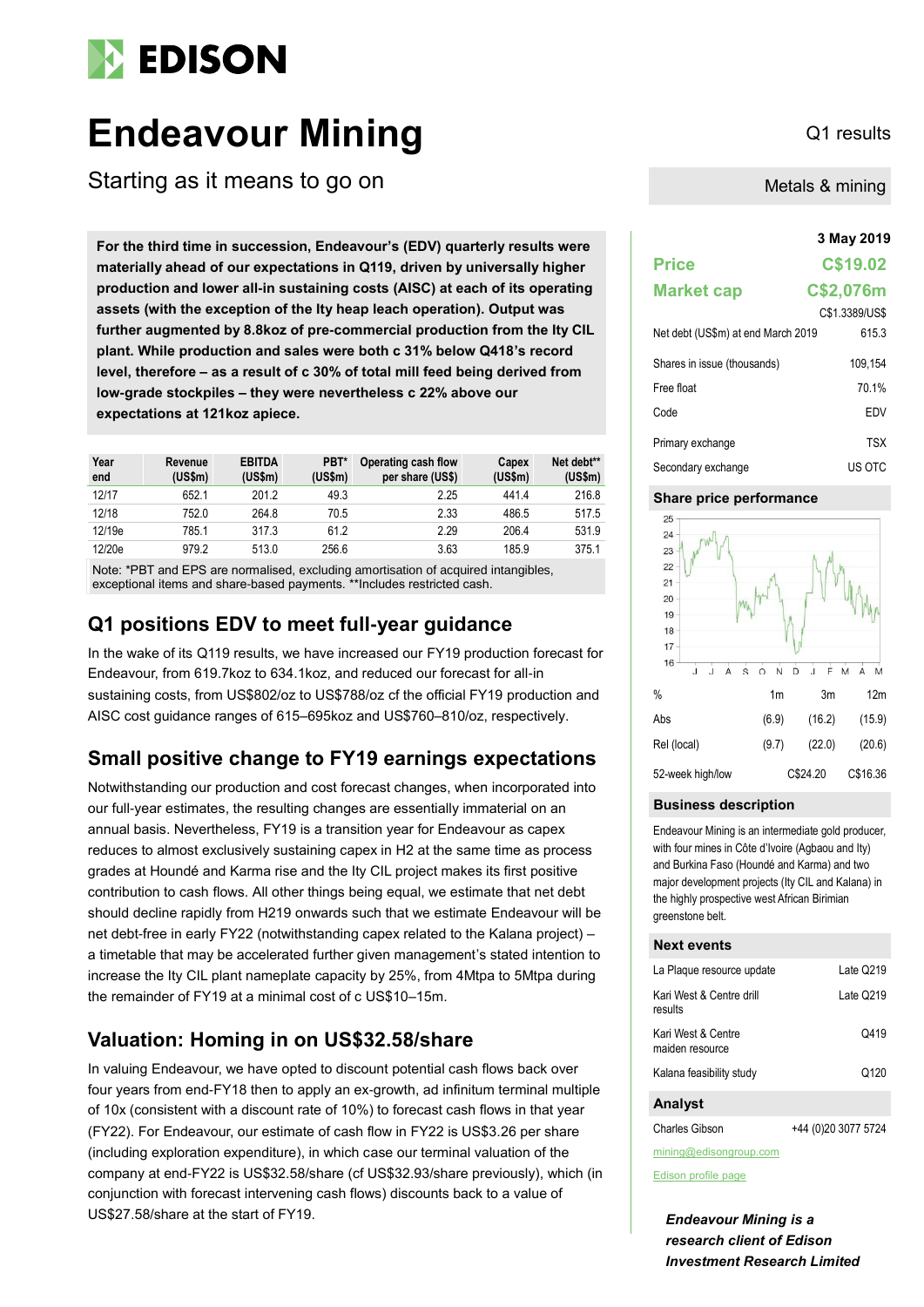# Endeavour Mining

## Starting as it means to go on

Q1 results

Metals & mining

**For the third time in succession, Endeavour's (EDV) quarterly results were materially ahead of our expectations in Q119, driven by universally higher production and lower all-in sustaining costs (AISC) at each of its operating assets (with the exception of the Ity heap leach operation). Output was further augmented by 8.8koz of pre-commercial production from the Ity CIL plant. While production and sales were both c 31% below Q418's record level, therefore – as a result of c 30% of total mill feed being derived from low-grade stockpiles – they were nevertheless c 22% above our expectations at 121koz apiece.**

| Year end | Revenue (US$m) | EBITDA (US$m) | PBT* (US$m) | Operating cash flow per share (US$) | Capex (US$m) | Net debt** (US$m) |
|---|---|---|---|---|---|---|
| 12/17 | 652.1 | 201.2 | 49.3 | 2.25 | 441.4 | 216.8 |
| 12/18 | 752.0 | 264.8 | 70.5 | 2.33 | 486.5 | 517.5 |
| 12/19e | 785.1 | 317.3 | 61.2 | 2.29 | 206.4 | 531.9 |
| 12/20e | 979.2 | 513.0 | 256.6 | 3.63 | 185.9 | 375.1 |

Note: *PBT and EPS are normalised, excluding amortisation of acquired intangibles, exceptional items and share-based payments. **Includes restricted cash.

## Q1 positions EDV to meet full-year guidance

In the wake of its Q119 results, we have increased our FY19 production forecast for Endeavour, from 619.7koz to 634.1koz, and reduced our forecast for all-in sustaining costs, from US$802/oz to US$788/oz cf the official FY19 production and AISC cost guidance ranges of 615–695koz and US$760–810/oz, respectively.

## Small positive change to FY19 earnings expectations

Notwithstanding our production and cost forecast changes, when incorporated into our full-year estimates, the resulting changes are essentially immaterial on an annual basis. Nevertheless, FY19 is a transition year for Endeavour as capex reduces to almost exclusively sustaining capex in H2 at the same time as process grades at Houndé and Karma rise and the Ity CIL project makes its first positive contribution to cash flows. All other things being equal, we estimate that net debt should decline rapidly from H219 onwards such that we estimate Endeavour will be net debt-free in early FY22 (notwithstanding capex related to the Kalana project) – a timetable that may be accelerated further given management's stated intention to increase the Ity CIL plant nameplate capacity by 25%, from 4Mtpa to 5Mtpa during the remainder of FY19 at a minimal cost of c US$10–15m.

## Valuation: Homing in on US$32.58/share

In valuing Endeavour, we have opted to discount potential cash flows back over four years from end-FY18 then to apply an ex-growth, ad infinitum terminal multiple of 10x (consistent with a discount rate of 10%) to forecast cash flows in that year (FY22). For Endeavour, our estimate of cash flow in FY22 is US$3.26 per share (including exploration expenditure), in which case our terminal valuation of the company at end-FY22 is US$32.58/share (cf US$32.93/share previously), which (in conjunction with forecast intervening cash flows) discounts back to a value of US$27.58/share at the start of FY19.

**3 May 2019**

| | |
|---|---|
| **Price** | **C$19.02** |
| **Market cap** | **C$2,076m** |
| | C$1.3389/US$ |
| Net debt (US$m) at end March 2019 | 615.3 |
| Shares in issue (thousands) | 109,154 |
| Free float | 70.1% |
| Code | EDV |
| Primary exchange | TSX |
| Secondary exchange | US OTC |

### Share price performance

| % | 1m | 3m | 12m |
|---|---|---|---|
| Abs | (6.9) | (16.2) | (15.9) |
| Rel (local) | (9.7) | (22.0) | (20.6) |
| 52-week high/low | | C$24.20 | C$16.36 |

### Business description

Endeavour Mining is an intermediate gold producer, with four mines in Côte d'Ivoire (Agbaou and Ity) and Burkina Faso (Houndé and Karma) and two major development projects (Ity CIL and Kalana) in the highly prospective west African Birimian greenstone belt.

### Next events

| | |
|---|---|
| La Plaque resource update | Late Q219 |
| Kari West & Centre drill results | Late Q219 |
| Kari West & Centre maiden resource | Q419 |
| Kalana feasibility study | Q120 |

### Analyst

Charles Gibson +44 (0)20 3077 5724

mining@edisongroup.com

Edison profile page

*Endeavour Mining is a research client of Edison Investment Research Limited*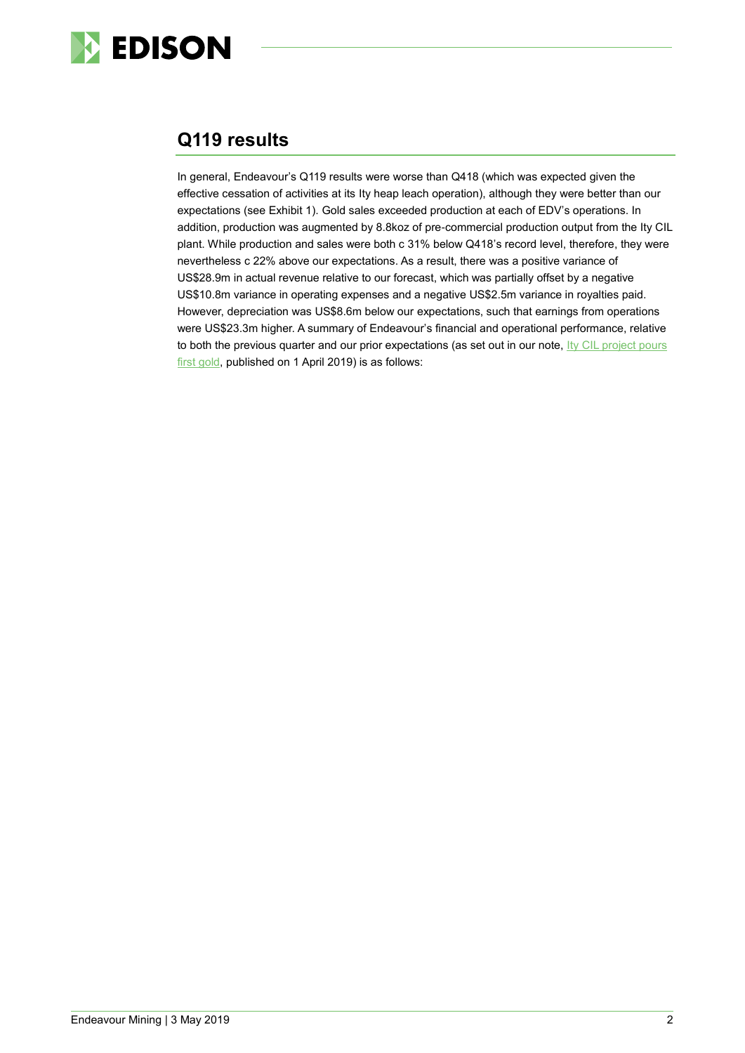## Q119 results

In general, Endeavour's Q119 results were worse than Q418 (which was expected given the effective cessation of activities at its Ity heap leach operation), although they were better than our expectations (see Exhibit 1). Gold sales exceeded production at each of EDV's operations. In addition, production was augmented by 8.8koz of pre-commercial production output from the Ity CIL plant. While production and sales were both c 31% below Q418's record level, therefore, they were nevertheless c 22% above our expectations. As a result, there was a positive variance of US$28.9m in actual revenue relative to our forecast, which was partially offset by a negative US$10.8m variance in operating expenses and a negative US$2.5m variance in royalties paid. However, depreciation was US$8.6m below our expectations, such that earnings from operations were US$23.3m higher. A summary of Endeavour's financial and operational performance, relative to both the previous quarter and our prior expectations (as set out in our note, Ity CIL project pours first gold, published on 1 April 2019) is as follows: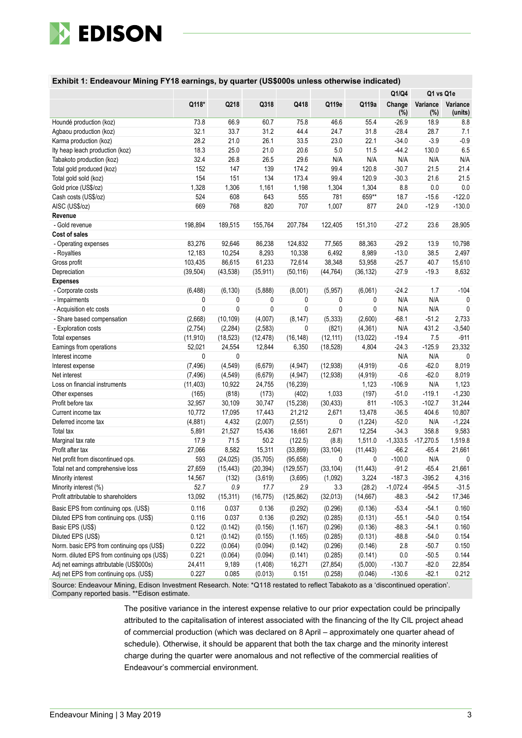**Exhibit 1: Endeavour Mining FY18 earnings, by quarter (US$000s unless otherwise indicated)**

| | Q118* | Q218 | Q318 | Q418 | Q119e | Q119a | Q1/Q4 | Q1 vs Q1e | |
|---|---|---|---|---|---|---|---|---|---|
| | | | | | | | Change (%) | Variance (%) | Variance (units) |
| Houndé production (koz) | 73.8 | 66.9 | 60.7 | 75.8 | 46.6 | 55.4 | -26.9 | 18.9 | 8.8 |
| Agbaou production (koz) | 32.1 | 33.7 | 31.2 | 44.4 | 24.7 | 31.8 | -28.4 | 28.7 | 7.1 |
| Karma production (koz) | 28.2 | 21.0 | 26.1 | 33.5 | 23.0 | 22.1 | -34.0 | -3.9 | -0.9 |
| Ity heap leach production (koz) | 18.3 | 25.0 | 21.0 | 20.6 | 5.0 | 11.5 | -44.2 | 130.0 | 6.5 |
| Tabakoto production (koz) | 32.4 | 26.8 | 26.5 | 29.6 | N/A | N/A | N/A | N/A | N/A |
| Total gold produced (koz) | 152 | 147 | 139 | 174.2 | 99.4 | 120.8 | -30.7 | 21.5 | 21.4 |
| Total gold sold (koz) | 154 | 151 | 134 | 173.4 | 99.4 | 120.9 | -30.3 | 21.6 | 21.5 |
| Gold price (US$/oz) | 1,328 | 1,306 | 1,161 | 1,198 | 1,304 | 1,304 | 8.8 | 0.0 | 0.0 |
| Cash costs (US$/oz) | 524 | 608 | 643 | 555 | 781 | 659** | 18.7 | -15.6 | -122.0 |
| AISC (US$/oz) | 669 | 768 | 820 | 707 | 1,007 | 877 | 24.0 | -12.9 | -130.0 |
| **Revenue** | | | | | | | | | |
| - Gold revenue | 198,894 | 189,515 | 155,764 | 207,784 | 122,405 | 151,310 | -27.2 | 23.6 | 28,905 |
| **Cost of sales** | | | | | | | | | |
| - Operating expenses | 83,276 | 92,646 | 86,238 | 124,832 | 77,565 | 88,363 | -29.2 | 13.9 | 10,798 |
| - Royalties | 12,183 | 10,254 | 8,293 | 10,338 | 6,492 | 8,989 | -13.0 | 38.5 | 2,497 |
| Gross profit | 103,435 | 86,615 | 61,233 | 72,614 | 38,348 | 53,958 | -25.7 | 40.7 | 15,610 |
| Depreciation | (39,504) | (43,538) | (35,911) | (50,116) | (44,764) | (36,132) | -27.9 | -19.3 | 8,632 |
| **Expenses** | | | | | | | | | |
| - Corporate costs | (6,488) | (6,130) | (5,888) | (8,001) | (5,957) | (6,061) | -24.2 | 1.7 | -104 |
| - Impairments | 0 | 0 | 0 | 0 | 0 | 0 | N/A | N/A | 0 |
| - Acquisition etc costs | 0 | 0 | 0 | 0 | 0 | 0 | N/A | N/A | 0 |
| - Share based compensation | (2,668) | (10,109) | (4,007) | (8,147) | (5,333) | (2,600) | -68.1 | -51.2 | 2,733 |
| - Exploration costs | (2,754) | (2,284) | (2,583) | 0 | (821) | (4,361) | N/A | 431.2 | -3,540 |
| Total expenses | (11,910) | (18,523) | (12,478) | (16,148) | (12,111) | (13,022) | -19.4 | 7.5 | -911 |
| Earnings from operations | 52,021 | 24,554 | 12,844 | 6,350 | (18,528) | 4,804 | -24.3 | -125.9 | 23,332 |
| Interest income | 0 | 0 | | | | | N/A | N/A | 0 |
| Interest expense | (7,496) | (4,549) | (6,679) | (4,947) | (12,938) | (4,919) | -0.6 | -62.0 | 8,019 |
| Net interest | (7,496) | (4,549) | (6,679) | (4,947) | (12,938) | (4,919) | -0.6 | -62.0 | 8,019 |
| Loss on financial instruments | (11,403) | 10,922 | 24,755 | (16,239) | | 1,123 | -106.9 | N/A | 1,123 |
| Other expenses | (165) | (818) | (173) | (402) | 1,033 | (197) | -51.0 | -119.1 | -1,230 |
| Profit before tax | 32,957 | 30,109 | 30,747 | (15,238) | (30,433) | 811 | -105.3 | -102.7 | 31,244 |
| Current income tax | 10,772 | 17,095 | 17,443 | 21,212 | 2,671 | 13,478 | -36.5 | 404.6 | 10,807 |
| Deferred income tax | (4,881) | 4,432 | (2,007) | (2,551) | 0 | (1,224) | -52.0 | N/A | -1,224 |
| Total tax | 5,891 | 21,527 | 15,436 | 18,661 | 2,671 | 12,254 | -34.3 | 358.8 | 9,583 |
| Marginal tax rate | 17.9 | 71.5 | 50.2 | (122.5) | (8.8) | 1,511.0 | -1,333.5 | -17,270.5 | 1,519.8 |
| Profit after tax | 27,066 | 8,582 | 15,311 | (33,899) | (33,104) | (11,443) | -66.2 | -65.4 | 21,661 |
| Net profit from discontinued ops. | 593 | (24,025) | (35,705) | (95,658) | 0 | 0 | -100.0 | N/A | 0 |
| Total net and comprehensive loss | 27,659 | (15,443) | (20,394) | (129,557) | (33,104) | (11,443) | -91.2 | -65.4 | 21,661 |
| Minority interest | 14,567 | (132) | (3,619) | (3,695) | (1,092) | 3,224 | -187.3 | -395.2 | 4,316 |
| Minority interest (%) | *52.7* | *0.9* | *17.7* | *2.9* | 3.3 | (28.2) | -1,072.4 | -954.5 | -31.5 |
| Profit attributable to shareholders | 13,092 | (15,311) | (16,775) | (125,862) | (32,013) | (14,667) | -88.3 | -54.2 | 17,346 |
| Basic EPS from continuing ops. (US$) | 0.116 | 0.037 | 0.136 | (0.292) | (0.296) | (0.136) | -53.4 | -54.1 | 0.160 |
| Diluted EPS from continuing ops. (US$) | 0.116 | 0.037 | 0.136 | (0.292) | (0.285) | (0.131) | -55.1 | -54.0 | 0.154 |
| Basic EPS (US$) | 0.122 | (0.142) | (0.156) | (1.167) | (0.296) | (0.136) | -88.3 | -54.1 | 0.160 |
| Diluted EPS (US$) | 0.121 | (0.142) | (0.155) | (1.165) | (0.285) | (0.131) | -88.8 | -54.0 | 0.154 |
| Norm. basic EPS from continuing ops (US$) | 0.222 | (0.064) | (0.094) | (0.142) | (0.296) | (0.146) | 2.8 | -50.7 | 0.150 |
| Norm. diluted EPS from continuing ops (US$) | 0.221 | (0.064) | (0.094) | (0.141) | (0.285) | (0.141) | 0.0 | -50.5 | 0.144 |
| Adj net earnings attributable (US$000s) | 24,411 | 9,189 | (1,408) | 16,271 | (27,854) | (5,000) | -130.7 | -82.0 | 22,854 |
| Adj net EPS from continuing ops. (US$) | 0.227 | 0.085 | (0.013) | 0.151 | (0.258) | (0.046) | -130.6 | -82.1 | 0.212 |

Source: Endeavour Mining, Edison Investment Research. Note: *Q118 restated to reflect Tabakoto as a 'discontinued operation'. Company reported basis. **Edison estimate.

The positive variance in the interest expense relative to our prior expectation could be principally attributed to the capitalisation of interest associated with the financing of the Ity CIL project ahead of commercial production (which was declared on 8 April – approximately one quarter ahead of schedule). Otherwise, it should be apparent that both the tax charge and the minority interest charge during the quarter were anomalous and not reflective of the commercial realities of Endeavour's commercial environment.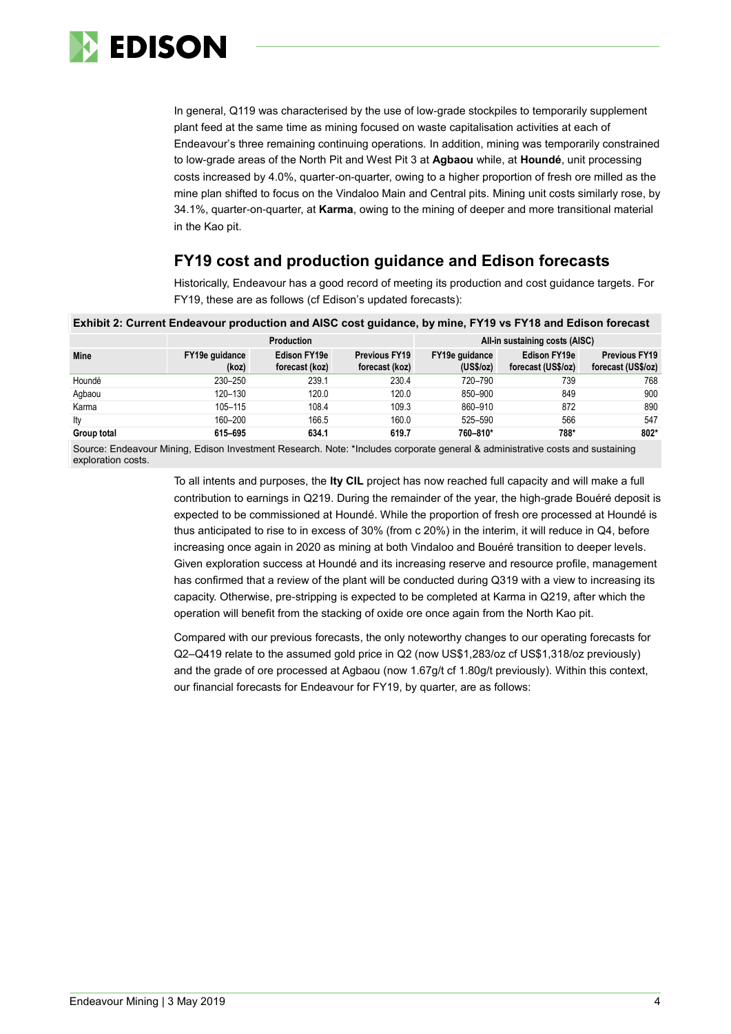In general, Q119 was characterised by the use of low-grade stockpiles to temporarily supplement plant feed at the same time as mining focused on waste capitalisation activities at each of Endeavour's three remaining continuing operations. In addition, mining was temporarily constrained to low-grade areas of the North Pit and West Pit 3 at **Agbaou** while, at **Houndé**, unit processing costs increased by 4.0%, quarter-on-quarter, owing to a higher proportion of fresh ore milled as the mine plan shifted to focus on the Vindaloo Main and Central pits. Mining unit costs similarly rose, by 34.1%, quarter-on-quarter, at **Karma**, owing to the mining of deeper and more transitional material in the Kao pit.

## FY19 cost and production guidance and Edison forecasts

Historically, Endeavour has a good record of meeting its production and cost guidance targets. For FY19, these are as follows (cf Edison's updated forecasts):

**Exhibit 2: Current Endeavour production and AISC cost guidance, by mine, FY19 vs FY18 and Edison forecast**

| | Production | | | All-in sustaining costs (AISC) | | |
|---|---|---|---|---|---|---|
| **Mine** | **FY19e guidance (koz)** | **Edison FY19e forecast (koz)** | **Previous FY19 forecast (koz)** | **FY19e guidance (US$/oz)** | **Edison FY19e forecast (US$/oz)** | **Previous FY19 forecast (US$/oz)** |
| Houndé | 230–250 | 239.1 | 230.4 | 720–790 | 739 | 768 |
| Agbaou | 120–130 | 120.0 | 120.0 | 850–900 | 849 | 900 |
| Karma | 105–115 | 108.4 | 109.3 | 860–910 | 872 | 890 |
| Ity | 160–200 | 166.5 | 160.0 | 525–590 | 566 | 547 |
| **Group total** | **615–695** | **634.1** | **619.7** | **760–810*** | **788*** | **802*** |

Source: Endeavour Mining, Edison Investment Research. Note: *Includes corporate general & administrative costs and sustaining exploration costs.

To all intents and purposes, the **Ity CIL** project has now reached full capacity and will make a full contribution to earnings in Q219. During the remainder of the year, the high-grade Bouéré deposit is expected to be commissioned at Houndé. While the proportion of fresh ore processed at Houndé is thus anticipated to rise to in excess of 30% (from c 20%) in the interim, it will reduce in Q4, before increasing once again in 2020 as mining at both Vindaloo and Bouéré transition to deeper levels. Given exploration success at Houndé and its increasing reserve and resource profile, management has confirmed that a review of the plant will be conducted during Q319 with a view to increasing its capacity. Otherwise, pre-stripping is expected to be completed at Karma in Q219, after which the operation will benefit from the stacking of oxide ore once again from the North Kao pit.

Compared with our previous forecasts, the only noteworthy changes to our operating forecasts for Q2–Q419 relate to the assumed gold price in Q2 (now US$1,283/oz cf US$1,318/oz previously) and the grade of ore processed at Agbaou (now 1.67g/t cf 1.80g/t previously). Within this context, our financial forecasts for Endeavour for FY19, by quarter, are as follows: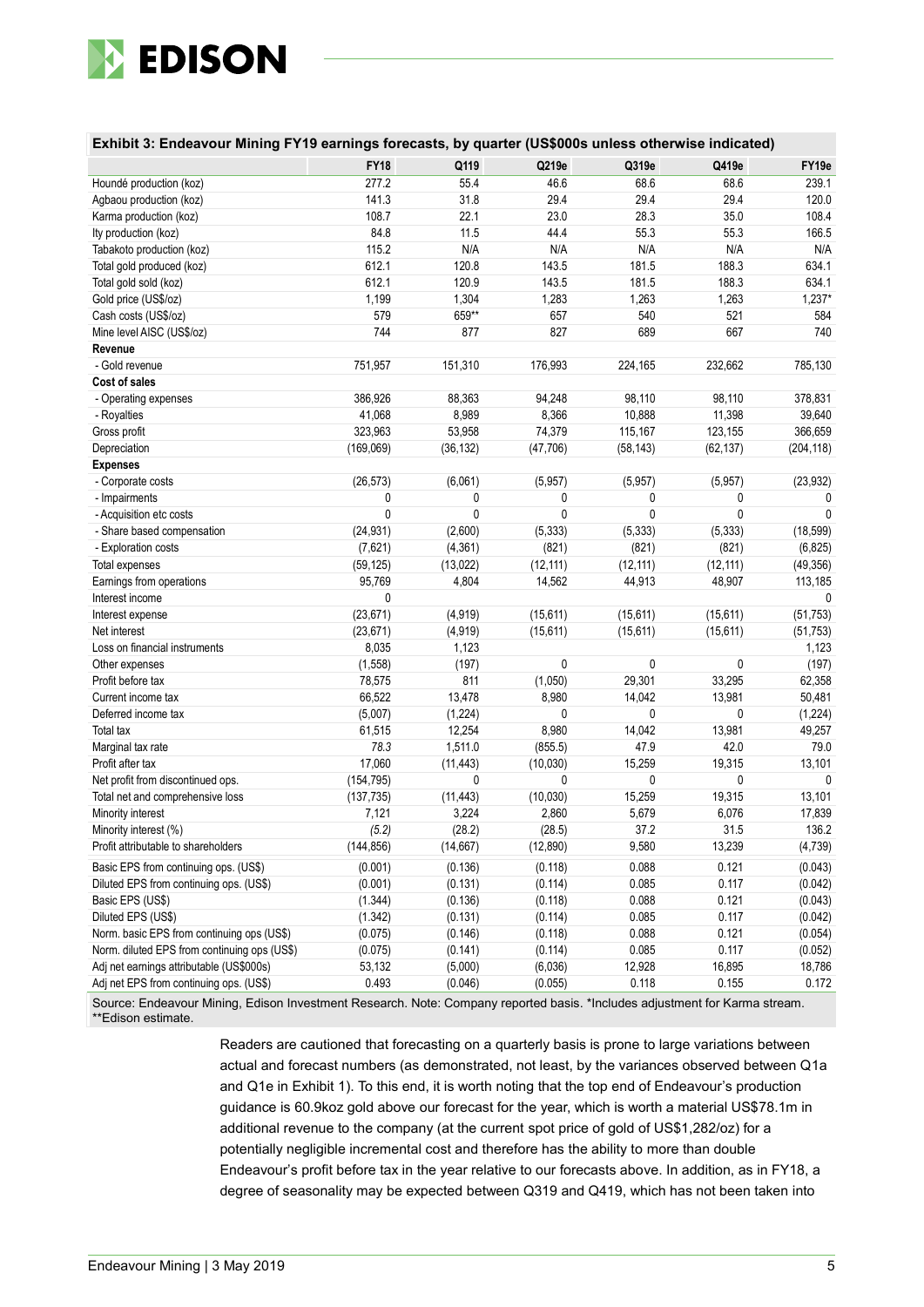**Exhibit 3: Endeavour Mining FY19 earnings forecasts, by quarter (US$000s unless otherwise indicated)**

| | FY18 | Q119 | Q219e | Q319e | Q419e | FY19e |
|---|---|---|---|---|---|---|
| Houndé production (koz) | 277.2 | 55.4 | 46.6 | 68.6 | 68.6 | 239.1 |
| Agbaou production (koz) | 141.3 | 31.8 | 29.4 | 29.4 | 29.4 | 120.0 |
| Karma production (koz) | 108.7 | 22.1 | 23.0 | 28.3 | 35.0 | 108.4 |
| Ity production (koz) | 84.8 | 11.5 | 44.4 | 55.3 | 55.3 | 166.5 |
| Tabakoto production (koz) | 115.2 | N/A | N/A | N/A | N/A | N/A |
| Total gold produced (koz) | 612.1 | 120.8 | 143.5 | 181.5 | 188.3 | 634.1 |
| Total gold sold (koz) | 612.1 | 120.9 | 143.5 | 181.5 | 188.3 | 634.1 |
| Gold price (US$/oz) | 1,199 | 1,304 | 1,283 | 1,263 | 1,263 | 1,237* |
| Cash costs (US$/oz) | 579 | 659** | 657 | 540 | 521 | 584 |
| Mine level AISC (US$/oz) | 744 | 877 | 827 | 689 | 667 | 740 |
| **Revenue** | | | | | | |
| - Gold revenue | 751,957 | 151,310 | 176,993 | 224,165 | 232,662 | 785,130 |
| **Cost of sales** | | | | | | |
| - Operating expenses | 386,926 | 88,363 | 94,248 | 98,110 | 98,110 | 378,831 |
| - Royalties | 41,068 | 8,989 | 8,366 | 10,888 | 11,398 | 39,640 |
| Gross profit | 323,963 | 53,958 | 74,379 | 115,167 | 123,155 | 366,659 |
| Depreciation | (169,069) | (36,132) | (47,706) | (58,143) | (62,137) | (204,118) |
| **Expenses** | | | | | | |
| - Corporate costs | (26,573) | (6,061) | (5,957) | (5,957) | (5,957) | (23,932) |
| - Impairments | 0 | 0 | 0 | 0 | 0 | 0 |
| - Acquisition etc costs | 0 | 0 | 0 | 0 | 0 | 0 |
| - Share based compensation | (24,931) | (2,600) | (5,333) | (5,333) | (5,333) | (18,599) |
| - Exploration costs | (7,621) | (4,361) | (821) | (821) | (821) | (6,825) |
| Total expenses | (59,125) | (13,022) | (12,111) | (12,111) | (12,111) | (49,356) |
| Earnings from operations | 95,769 | 4,804 | 14,562 | 44,913 | 48,907 | 113,185 |
| Interest income | 0 | | | | | 0 |
| Interest expense | (23,671) | (4,919) | (15,611) | (15,611) | (15,611) | (51,753) |
| Net interest | (23,671) | (4,919) | (15,611) | (15,611) | (15,611) | (51,753) |
| Loss on financial instruments | 8,035 | 1,123 | | | | 1,123 |
| Other expenses | (1,558) | (197) | 0 | 0 | 0 | (197) |
| Profit before tax | 78,575 | 811 | (1,050) | 29,301 | 33,295 | 62,358 |
| Current income tax | 66,522 | 13,478 | 8,980 | 14,042 | 13,981 | 50,481 |
| Deferred income tax | (5,007) | (1,224) | 0 | 0 | 0 | (1,224) |
| Total tax | 61,515 | 12,254 | 8,980 | 14,042 | 13,981 | 49,257 |
| Marginal tax rate | *78.3* | 1,511.0 | (855.5) | 47.9 | 42.0 | 79.0 |
| Profit after tax | 17,060 | (11,443) | (10,030) | 15,259 | 19,315 | 13,101 |
| Net profit from discontinued ops. | (154,795) | 0 | 0 | 0 | 0 | 0 |
| Total net and comprehensive loss | (137,735) | (11,443) | (10,030) | 15,259 | 19,315 | 13,101 |
| Minority interest | 7,121 | 3,224 | 2,860 | 5,679 | 6,076 | 17,839 |
| Minority interest (%) | *(5.2)* | (28.2) | (28.5) | 37.2 | 31.5 | 136.2 |
| Profit attributable to shareholders | (144,856) | (14,667) | (12,890) | 9,580 | 13,239 | (4,739) |
| Basic EPS from continuing ops. (US$) | (0.001) | (0.136) | (0.118) | 0.088 | 0.121 | (0.043) |
| Diluted EPS from continuing ops. (US$) | (0.001) | (0.131) | (0.114) | 0.085 | 0.117 | (0.042) |
| Basic EPS (US$) | (1.344) | (0.136) | (0.118) | 0.088 | 0.121 | (0.043) |
| Diluted EPS (US$) | (1.342) | (0.131) | (0.114) | 0.085 | 0.117 | (0.042) |
| Norm. basic EPS from continuing ops (US$) | (0.075) | (0.146) | (0.118) | 0.088 | 0.121 | (0.054) |
| Norm. diluted EPS from continuing ops (US$) | (0.075) | (0.141) | (0.114) | 0.085 | 0.117 | (0.052) |
| Adj net earnings attributable (US$000s) | 53,132 | (5,000) | (6,036) | 12,928 | 16,895 | 18,786 |
| Adj net EPS from continuing ops. (US$) | 0.493 | (0.046) | (0.055) | 0.118 | 0.155 | 0.172 |

Source: Endeavour Mining, Edison Investment Research. Note: Company reported basis. *Includes adjustment for Karma stream. **Edison estimate.

Readers are cautioned that forecasting on a quarterly basis is prone to large variations between actual and forecast numbers (as demonstrated, not least, by the variances observed between Q1a and Q1e in Exhibit 1). To this end, it is worth noting that the top end of Endeavour's production guidance is 60.9koz gold above our forecast for the year, which is worth a material US$78.1m in additional revenue to the company (at the current spot price of gold of US$1,282/oz) for a potentially negligible incremental cost and therefore has the ability to more than double Endeavour's profit before tax in the year relative to our forecasts above. In addition, as in FY18, a degree of seasonality may be expected between Q319 and Q419, which has not been taken into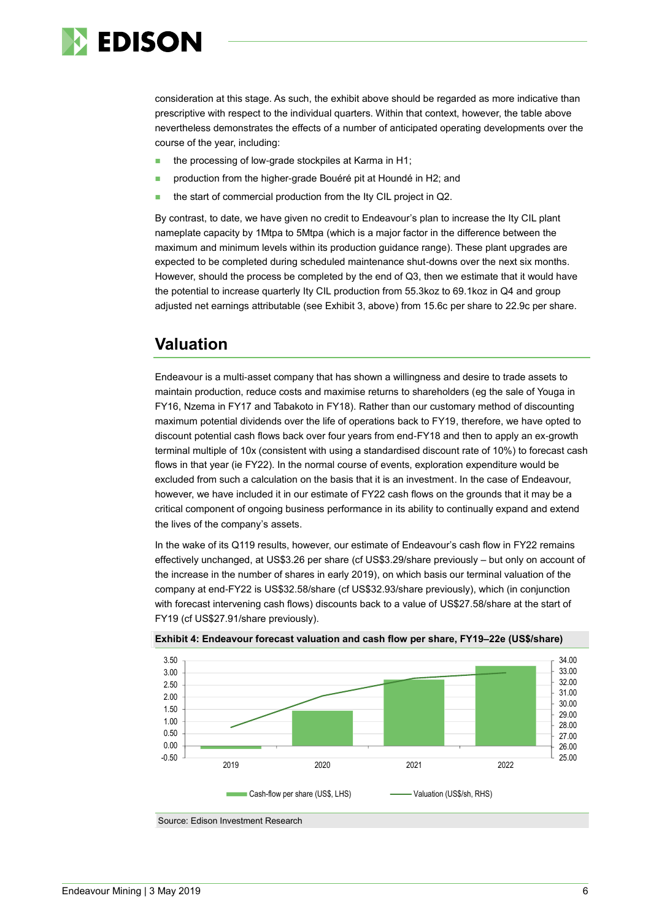consideration at this stage. As such, the exhibit above should be regarded as more indicative than prescriptive with respect to the individual quarters. Within that context, however, the table above nevertheless demonstrates the effects of a number of anticipated operating developments over the course of the year, including:

- the processing of low-grade stockpiles at Karma in H1;
- production from the higher-grade Bouéré pit at Houndé in H2; and
- the start of commercial production from the Ity CIL project in Q2.

By contrast, to date, we have given no credit to Endeavour's plan to increase the Ity CIL plant nameplate capacity by 1Mtpa to 5Mtpa (which is a major factor in the difference between the maximum and minimum levels within its production guidance range). These plant upgrades are expected to be completed during scheduled maintenance shut-downs over the next six months. However, should the process be completed by the end of Q3, then we estimate that it would have the potential to increase quarterly Ity CIL production from 55.3koz to 69.1koz in Q4 and group adjusted net earnings attributable (see Exhibit 3, above) from 15.6c per share to 22.9c per share.

## Valuation

Endeavour is a multi-asset company that has shown a willingness and desire to trade assets to maintain production, reduce costs and maximise returns to shareholders (eg the sale of Youga in FY16, Nzema in FY17 and Tabakoto in FY18). Rather than our customary method of discounting maximum potential dividends over the life of operations back to FY19, therefore, we have opted to discount potential cash flows back over four years from end-FY18 and then to apply an ex-growth terminal multiple of 10x (consistent with using a standardised discount rate of 10%) to forecast cash flows in that year (ie FY22). In the normal course of events, exploration expenditure would be excluded from such a calculation on the basis that it is an investment. In the case of Endeavour, however, we have included it in our estimate of FY22 cash flows on the grounds that it may be a critical component of ongoing business performance in its ability to continually expand and extend the lives of the company's assets.

In the wake of its Q119 results, however, our estimate of Endeavour's cash flow in FY22 remains effectively unchanged, at US$3.26 per share (cf US$3.29/share previously – but only on account of the increase in the number of shares in early 2019), on which basis our terminal valuation of the company at end-FY22 is US$32.58/share (cf US$32.93/share previously), which (in conjunction with forecast intervening cash flows) discounts back to a value of US$27.58/share at the start of FY19 (cf US$27.91/share previously).

**Exhibit 4: Endeavour forecast valuation and cash flow per share, FY19–22e (US$/share)**

Source: Edison Investment Research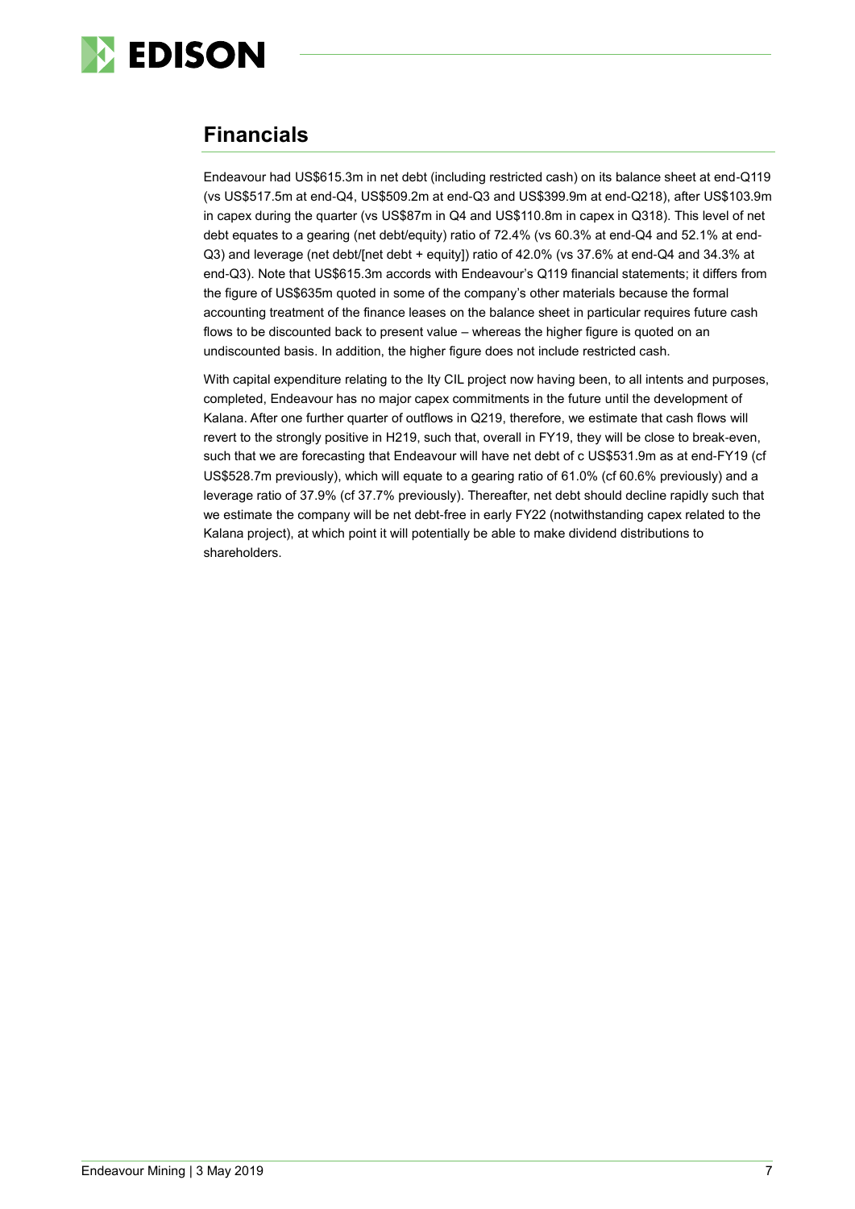## Financials

Endeavour had US$615.3m in net debt (including restricted cash) on its balance sheet at end-Q119 (vs US$517.5m at end-Q4, US$509.2m at end-Q3 and US$399.9m at end-Q218), after US$103.9m in capex during the quarter (vs US$87m in Q4 and US$110.8m in capex in Q318). This level of net debt equates to a gearing (net debt/equity) ratio of 72.4% (vs 60.3% at end-Q4 and 52.1% at end-Q3) and leverage (net debt/[net debt + equity]) ratio of 42.0% (vs 37.6% at end-Q4 and 34.3% at end-Q3). Note that US$615.3m accords with Endeavour's Q119 financial statements; it differs from the figure of US$635m quoted in some of the company's other materials because the formal accounting treatment of the finance leases on the balance sheet in particular requires future cash flows to be discounted back to present value – whereas the higher figure is quoted on an undiscounted basis. In addition, the higher figure does not include restricted cash.

With capital expenditure relating to the Ity CIL project now having been, to all intents and purposes, completed, Endeavour has no major capex commitments in the future until the development of Kalana. After one further quarter of outflows in Q219, therefore, we estimate that cash flows will revert to the strongly positive in H219, such that, overall in FY19, they will be close to break-even, such that we are forecasting that Endeavour will have net debt of c US$531.9m as at end-FY19 (cf US$528.7m previously), which will equate to a gearing ratio of 61.0% (cf 60.6% previously) and a leverage ratio of 37.9% (cf 37.7% previously). Thereafter, net debt should decline rapidly such that we estimate the company will be net debt-free in early FY22 (notwithstanding capex related to the Kalana project), at which point it will potentially be able to make dividend distributions to shareholders.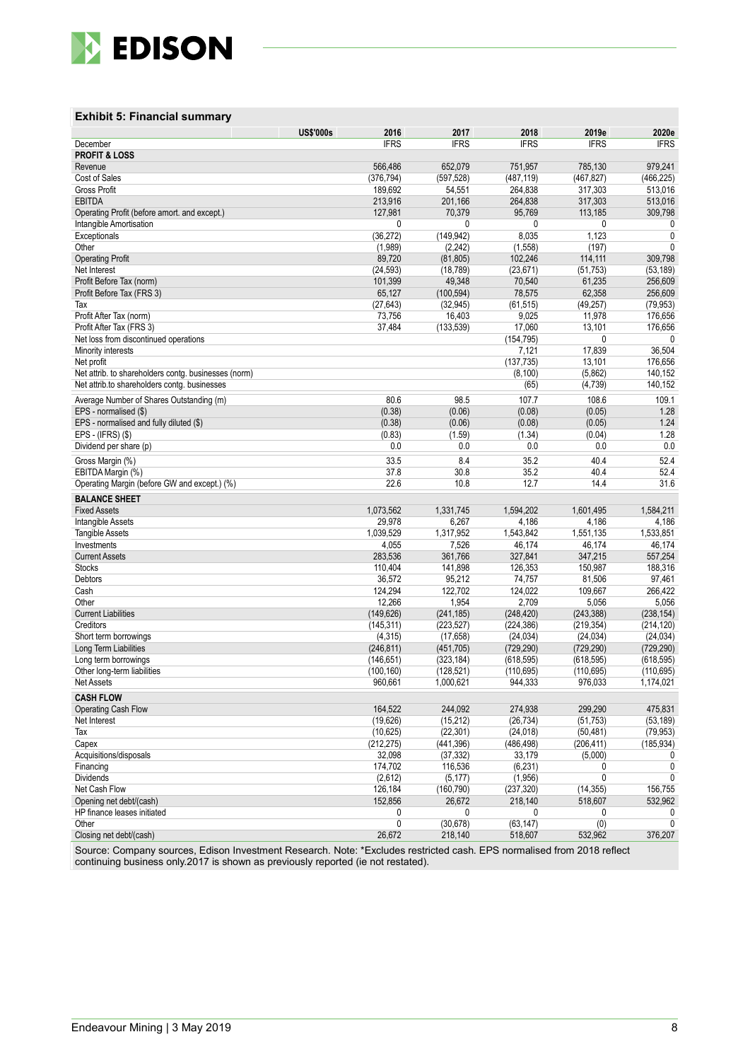### Exhibit 5: Financial summary

| US$'000s | 2016 | 2017 | 2018 | 2019e | 2020e |
|---|---|---|---|---|---|
| December | IFRS | IFRS | IFRS | IFRS | IFRS |
| **PROFIT & LOSS** | | | | | |
| Revenue | 566,486 | 652,079 | 751,957 | 785,130 | 979,241 |
| Cost of Sales | (376,794) | (597,528) | (487,119) | (467,827) | (466,225) |
| Gross Profit | 189,692 | 54,551 | 264,838 | 317,303 | 513,016 |
| EBITDA | 213,916 | 201,166 | 264,838 | 317,303 | 513,016 |
| Operating Profit (before amort. and except.) | 127,981 | 70,379 | 95,769 | 113,185 | 309,798 |
| Intangible Amortisation | 0 | 0 | 0 | 0 | 0 |
| Exceptionals | (36,272) | (149,942) | 8,035 | 1,123 | 0 |
| Other | (1,989) | (2,242) | (1,558) | (197) | 0 |
| Operating Profit | 89,720 | (81,805) | 102,246 | 114,111 | 309,798 |
| Net Interest | (24,593) | (18,789) | (23,671) | (51,753) | (53,189) |
| Profit Before Tax (norm) | 101,399 | 49,348 | 70,540 | 61,235 | 256,609 |
| Profit Before Tax (FRS 3) | 65,127 | (100,594) | 78,575 | 62,358 | 256,609 |
| Tax | (27,643) | (32,945) | (61,515) | (49,257) | (79,953) |
| Profit After Tax (norm) | 73,756 | 16,403 | 9,025 | 11,978 | 176,656 |
| Profit After Tax (FRS 3) | 37,484 | (133,539) | 17,060 | 13,101 | 176,656 |
| Net loss from discontinued operations | | | (154,795) | 0 | 0 |
| Minority interests | | | 7,121 | 17,839 | 36,504 |
| Net profit | | | (137,735) | 13,101 | 176,656 |
| Net attrib. to shareholders contg. businesses (norm) | | | (8,100) | (5,862) | 140,152 |
| Net attrib.to shareholders contg. businesses | | | (65) | (4,739) | 140,152 |
| Average Number of Shares Outstanding (m) | 80.6 | 98.5 | 107.7 | 108.6 | 109.1 |
| EPS - normalised ($) | (0.38) | (0.06) | (0.08) | (0.05) | 1.28 |
| EPS - normalised and fully diluted ($) | (0.38) | (0.06) | (0.08) | (0.05) | 1.24 |
| EPS - (IFRS) ($) | (0.83) | (1.59) | (1.34) | (0.04) | 1.28 |
| Dividend per share (p) | 0.0 | 0.0 | 0.0 | 0.0 | 0.0 |
| Gross Margin (%) | 33.5 | 8.4 | 35.2 | 40.4 | 52.4 |
| EBITDA Margin (%) | 37.8 | 30.8 | 35.2 | 40.4 | 52.4 |
| Operating Margin (before GW and except.) (%) | 22.6 | 10.8 | 12.7 | 14.4 | 31.6 |
| **BALANCE SHEET** | | | | | |
| Fixed Assets | 1,073,562 | 1,331,745 | 1,594,202 | 1,601,495 | 1,584,211 |
| Intangible Assets | 29,978 | 6,267 | 4,186 | 4,186 | 4,186 |
| Tangible Assets | 1,039,529 | 1,317,952 | 1,543,842 | 1,551,135 | 1,533,851 |
| Investments | 4,055 | 7,526 | 46,174 | 46,174 | 46,174 |
| Current Assets | 283,536 | 361,766 | 327,841 | 347,215 | 557,254 |
| Stocks | 110,404 | 141,898 | 126,353 | 150,987 | 188,316 |
| Debtors | 36,572 | 95,212 | 74,757 | 81,506 | 97,461 |
| Cash | 124,294 | 122,702 | 124,022 | 109,667 | 266,422 |
| Other | 12,266 | 1,954 | 2,709 | 5,056 | 5,056 |
| Current Liabilities | (149,626) | (241,185) | (248,420) | (243,388) | (238,154) |
| Creditors | (145,311) | (223,527) | (224,386) | (219,354) | (214,120) |
| Short term borrowings | (4,315) | (17,658) | (24,034) | (24,034) | (24,034) |
| Long Term Liabilities | (246,811) | (451,705) | (729,290) | (729,290) | (729,290) |
| Long term borrowings | (146,651) | (323,184) | (618,595) | (618,595) | (618,595) |
| Other long-term liabilities | (100,160) | (128,521) | (110,695) | (110,695) | (110,695) |
| Net Assets | 960,661 | 1,000,621 | 944,333 | 976,033 | 1,174,021 |
| **CASH FLOW** | | | | | |
| Operating Cash Flow | 164,522 | 244,092 | 274,938 | 299,290 | 475,831 |
| Net Interest | (19,626) | (15,212) | (26,734) | (51,753) | (53,189) |
| Tax | (10,625) | (22,301) | (24,018) | (50,481) | (79,953) |
| Capex | (212,275) | (441,396) | (486,498) | (206,411) | (185,934) |
| Acquisitions/disposals | 32,098 | (37,332) | 33,179 | (5,000) | 0 |
| Financing | 174,702 | 116,536 | (6,231) | 0 | 0 |
| Dividends | (2,612) | (5,177) | (1,956) | 0 | 0 |
| Net Cash Flow | 126,184 | (160,790) | (237,320) | (14,355) | 156,755 |
| Opening net debt/(cash) | 152,856 | 26,672 | 218,140 | 518,607 | 532,962 |
| HP finance leases initiated | 0 | 0 | 0 | 0 | 0 |
| Other | 0 | (30,678) | (63,147) | (0) | 0 |
| Closing net debt/(cash) | 26,672 | 218,140 | 518,607 | 532,962 | 376,207 |

Source: Company sources, Edison Investment Research. Note: *Excludes restricted cash. EPS normalised from 2018 reflect continuing business only.2017 is shown as previously reported (ie not restated).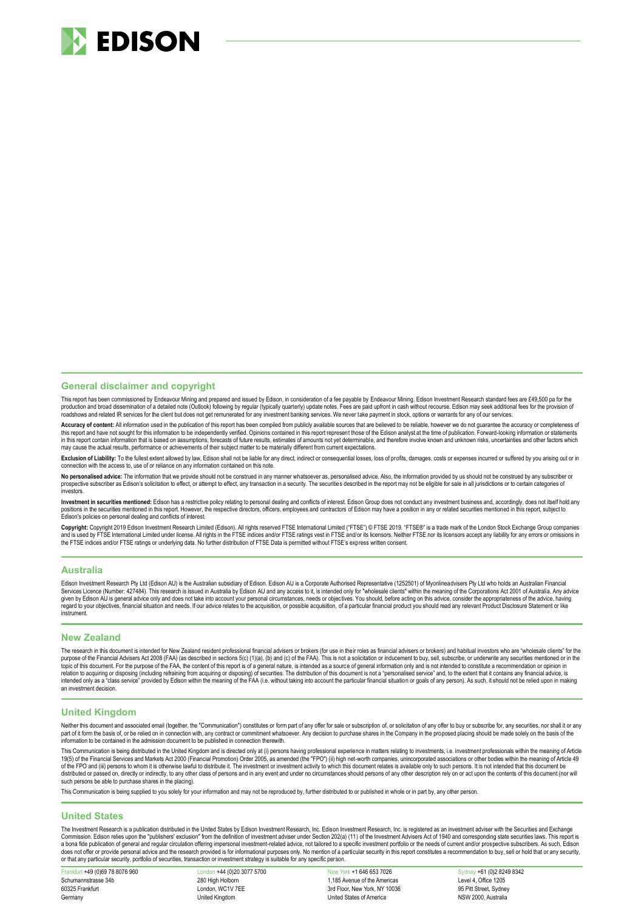## General disclaimer and copyright

This report has been commissioned by Endeavour Mining and prepared and issued by Edison, in consideration of a fee payable by Endeavour Mining. Edison Investment Research standard fees are £49,500 pa for the production and broad dissemination of a detailed note (Outlook) following by regular (typically quarterly) update notes. Fees are paid upfront in cash without recourse. Edison may seek additional fees for the provision of roadshows and related IR services for the client but does not get remunerated for any investment banking services. We never take payment in stock, options or warrants for any of our services.

**Accuracy of content:** All information used in the publication of this report has been compiled from publicly available sources that are believed to be reliable, however we do not guarantee the accuracy or completeness of this report and have not sought for this information to be independently verified. Opinions contained in this report represent those of the Edison analyst at the time of publication. Forward-looking information or statements in this report contain information that is based on assumptions, forecasts of future results, estimates of amounts not yet determinable, and therefore involve known and unknown risks, uncertainties and other factors which may cause the actual results, performance or achievements of their subject matter to be materially different from current expectations.

**Exclusion of Liability:** To the fullest extent allowed by law, Edison shall not be liable for any direct, indirect or consequential losses, loss of profits, damages, costs or expenses incurred or suffered by you arising out or in connection with the access to, use of or reliance on any information contained on this note.

**No personalised advice:** The information that we provide should not be construed in any manner whatsoever as, personalised advice. Also, the information provided by us should not be construed by any subscriber or prospective subscriber as Edison's solicitation to effect, or attempt to effect, any transaction in a security. The securities described in the report may not be eligible for sale in all jurisdictions or to certain categories of investors.

**Investment in securities mentioned:** Edison has a restrictive policy relating to personal dealing and conflicts of interest. Edison Group does not conduct any investment business and, accordingly, does not itself hold any positions in the securities mentioned in this report. However, the respective directors, officers, employees and contractors of Edison may have a position in any or related securities mentioned in this report, subject to Edison's policies on personal dealing and conflicts of interest.

**Copyright:** Copyright 2019 Edison Investment Research Limited (Edison). All rights reserved FTSE International Limited ("FTSE") © FTSE 2019. "FTSE®" is a trade mark of the London Stock Exchange Group companies and is used by FTSE International Limited under license. All rights in the FTSE indices and/or FTSE ratings vest in FTSE and/or its licensors. Neither FTSE nor its licensors accept any liability for any errors or omissions in the FTSE indices and/or FTSE ratings or underlying data. No further distribution of FTSE Data is permitted without FTSE's express written consent.

## Australia

Edison Investment Research Pty Ltd (Edison AU) is the Australian subsidiary of Edison. Edison AU is a Corporate Authorised Representative (1252501) of Myonlineadvisers Pty Ltd who holds an Australian Financial Services Licence (Number: 427484). This research is issued in Australia by Edison AU and any access to it, is intended only for "wholesale clients" within the meaning of the Corporations Act 2001 of Australia. Any advice given by Edison AU is general advice only and does not take into account your personal circumstances, needs or objectives. You should, before acting on this advice, consider the appropriateness of the advice, having regard to your objectives, financial situation and needs. If our advice relates to the acquisition, or possible acquisition, of a particular financial product you should read any relevant Product Disclosure Statement or like instrument.

## New Zealand

The research in this document is intended for New Zealand resident professional financial advisers or brokers (for use in their roles as financial advisers or brokers) and habitual investors who are "wholesale clients" for the purpose of the Financial Advisers Act 2008 (FAA) (as described in sections 5(c) (1)(a), (b) and (c) of the FAA). This is not a solicitation or inducement to buy, sell, subscribe, or underwrite any securities mentioned or in the topic of this document. For the purpose of the FAA, the content of this report is of a general nature, is intended as a source of general information only and is not intended to constitute a recommendation or opinion in relation to acquiring or disposing (including refraining from acquiring or disposing) of securities. The distribution of this document is not a "personalised service" and, to the extent that it contains any financial advice, is intended only as a "class service" provided by Edison within the meaning of the FAA (i.e. without taking into account the particular financial situation or goals of any person). As such, it should not be relied upon in making an investment decision.

## United Kingdom

Neither this document and associated email (together, the "Communication") constitutes or form part of any offer for sale or subscription of, or solicitation of any offer to buy or subscribe for, any securities, nor shall it or any part of it form the basis of, or be relied on in connection with, any contract or commitment whatsoever. Any decision to purchase shares in the Company in the proposed placing should be made solely on the basis of the information to be contained in the admission document to be published in connection therewith.

This Communication is being distributed in the United Kingdom and is directed only at (i) persons having professional experience in matters relating to investments, i.e. investment professionals within the meaning of Article 19(5) of the Financial Services and Markets Act 2000 (Financial Promotion) Order 2005, as amended (the "FPO") (ii) high net-worth companies, unincorporated associations or other bodies within the meaning of Article 49 of the FPO and (iii) persons to whom it is otherwise lawful to distribute it. The investment or investment activity to which this document relates is available only to such persons. It is not intended that this document be distributed or passed on, directly or indirectly, to any other class of persons and in any event and under no circumstances should persons of any other description rely on or act upon the contents of this document (nor will such persons be able to purchase shares in the placing).

This Communication is being supplied to you solely for your information and may not be reproduced by, further distributed to or published in whole or in part by, any other person.

## United States

The Investment Research is a publication distributed in the United States by Edison Investment Research, Inc. Edison Investment Research, Inc. is registered as an investment adviser with the Securities and Exchange Commission. Edison relies upon the "publishers' exclusion" from the definition of investment adviser under Section 202(a) (11) of the Investment Advisers Act of 1940 and corresponding state securities laws. This report is a bona fide publication of general and regular circulation offering impersonal investment-related advice, not tailored to a specific investment portfolio or the needs of current and/or prospective subscribers. As such, Edison does not offer or provide personal advice and the research provided is for informational purposes only. No mention of a particular security in this report constitutes a recommendation to buy, sell or hold that or any security, or that any particular security, portfolio of securities, transaction or investment strategy is suitable for any specific person.

Frankfurt +49 (0)69 78 8076 960
Schumannstrasse 34b
60325 Frankfurt
Germany

London +44 (0)20 3077 5700
280 High Holborn
London, WC1V 7EE
United Kingdom

New York +1 646 653 7026
1,185 Avenue of the Americas
3rd Floor, New York, NY 10036
United States of America

Sydney +61 (0)2 8249 8342
Level 4, Office 1205
95 Pitt Street, Sydney
NSW 2000, Australia